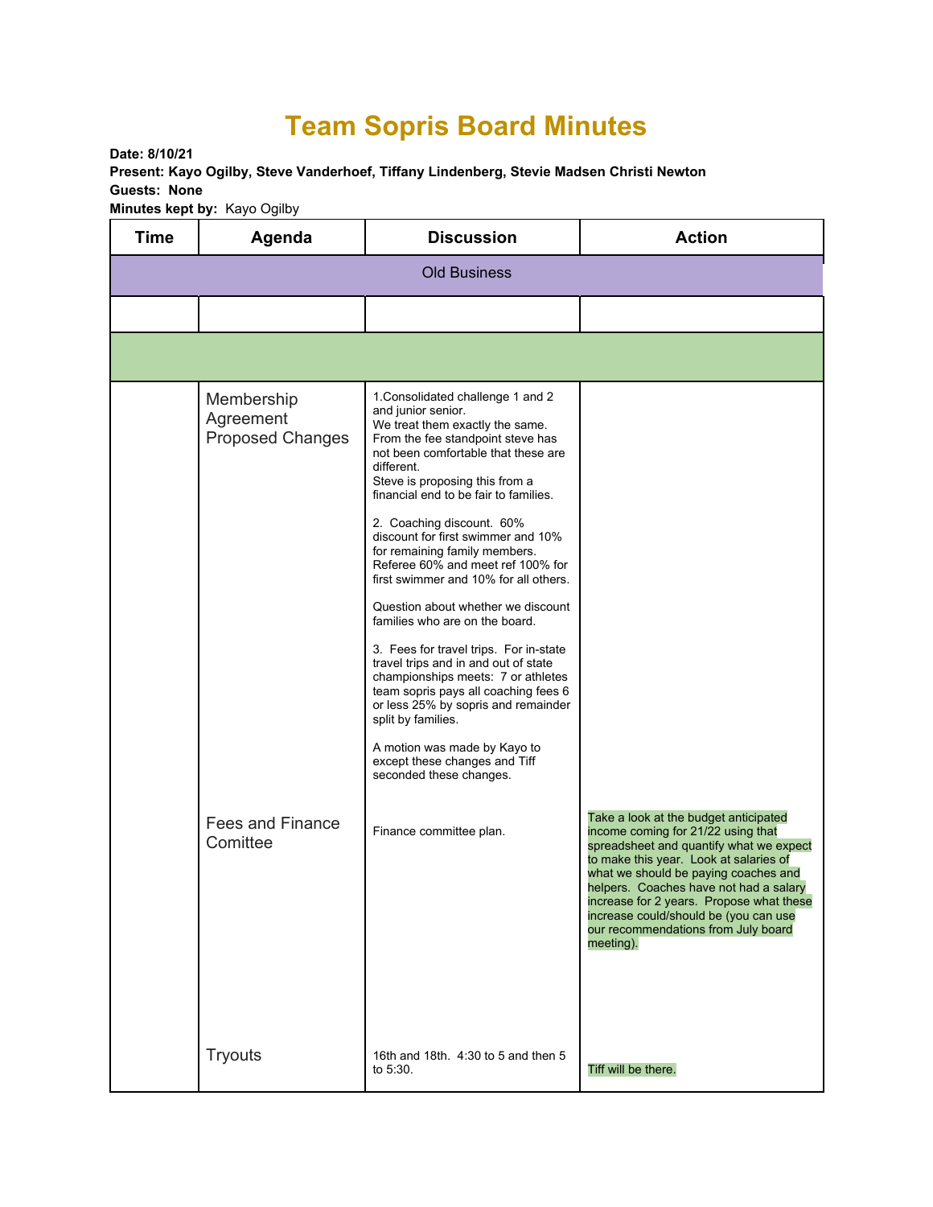# Team Sopris Board Minutes

**Date: 8/10/21**
**Present: Kayo Ogilby, Steve Vanderhoef, Tiffany Lindenberg, Stevie Madsen Christi Newton**
**Guests: None**
**Minutes kept by:** Kayo Ogilby

| Time | Agenda | Discussion | Action |
|---|---|---|---|
| Old Business | | | |
| | | | |
| | | | |
| | Membership Agreement Proposed Changes | 1.Consolidated challenge 1 and 2 and junior senior. We treat them exactly the same. From the fee standpoint steve has not been comfortable that these are different. Steve is proposing this from a financial end to be fair to families. <br><br> 2. Coaching discount. 60% discount for first swimmer and 10% for remaining family members. Referee 60% and meet ref 100% for first swimmer and 10% for all others. <br><br> Question about whether we discount families who are on the board. <br><br> 3. Fees for travel trips. For in-state travel trips and in and out of state championships meets: 7 or athletes team sopris pays all coaching fees 6 or less 25% by sopris and remainder split by families. <br><br> A motion was made by Kayo to except these changes and Tiff seconded these changes. | |
| | Fees and Finance Comittee | Finance committee plan. | Take a look at the budget anticipated income coming for 21/22 using that spreadsheet and quantify what we expect to make this year. Look at salaries of what we should be paying coaches and helpers. Coaches have not had a salary increase for 2 years. Propose what these increase could/should be (you can use our recommendations from July board meeting). |
| | Tryouts | 16th and 18th. 4:30 to 5 and then 5 to 5:30. | Tiff will be there. |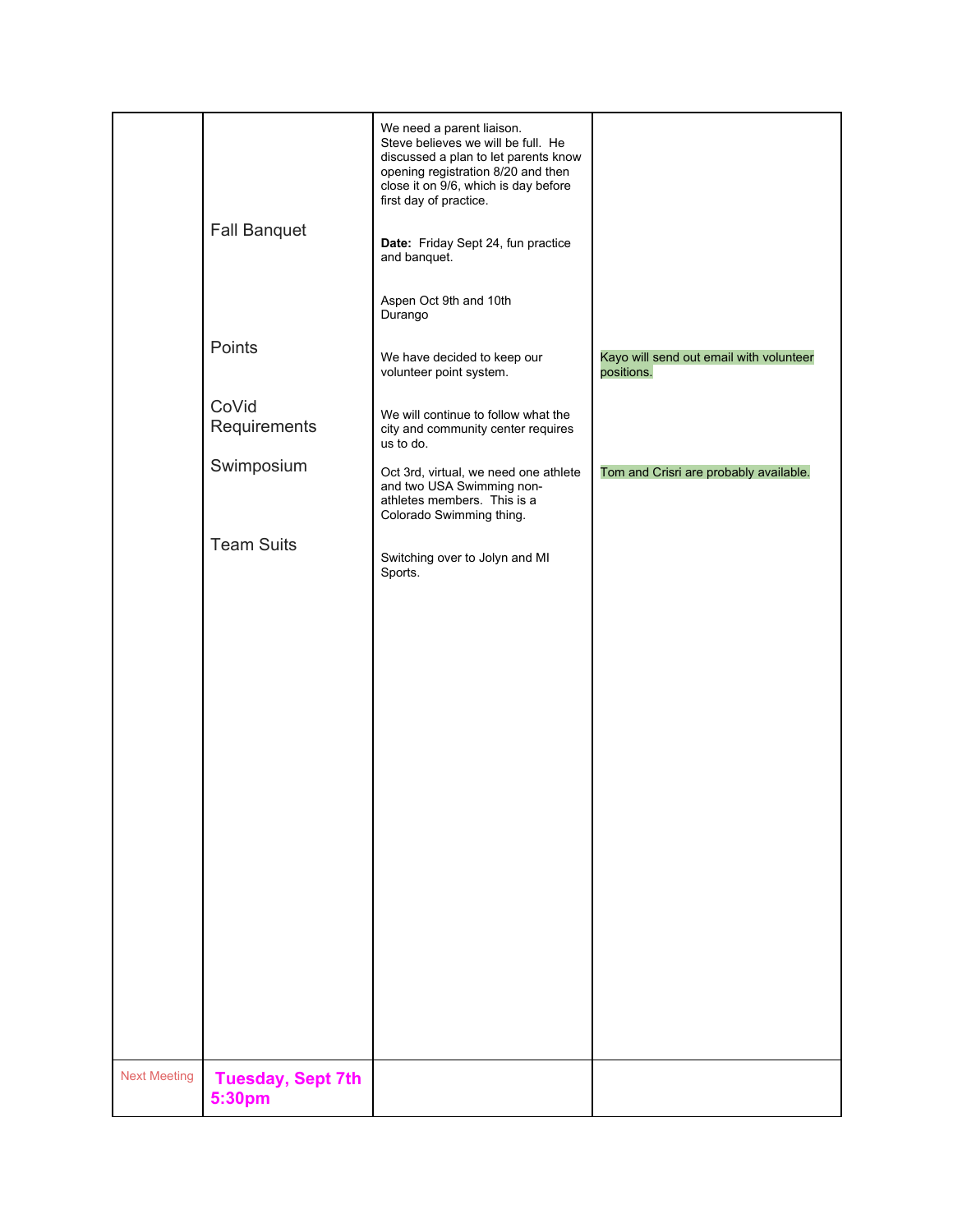| | | | |
|---|---|---|---|
| | | We need a parent liaison. Steve believes we will be full. He discussed a plan to let parents know opening registration 8/20 and then close it on 9/6, which is day before first day of practice. | |
| | Fall Banquet | **Date:** Friday Sept 24, fun practice and banquet. | |
| | | Aspen Oct 9th and 10th<br>Durango | |
| | Points | We have decided to keep our volunteer point system. | Kayo will send out email with volunteer positions. |
| | CoVid Requirements | We will continue to follow what the city and community center requires us to do. | |
| | Swimposium | Oct 3rd, virtual, we need one athlete and two USA Swimming non-athletes members. This is a Colorado Swimming thing. | Tom and Crisri are probably available. |
| | Team Suits | Switching over to Jolyn and MI Sports. | |
| Next Meeting | **Tuesday, Sept 7th 5:30pm** | | |